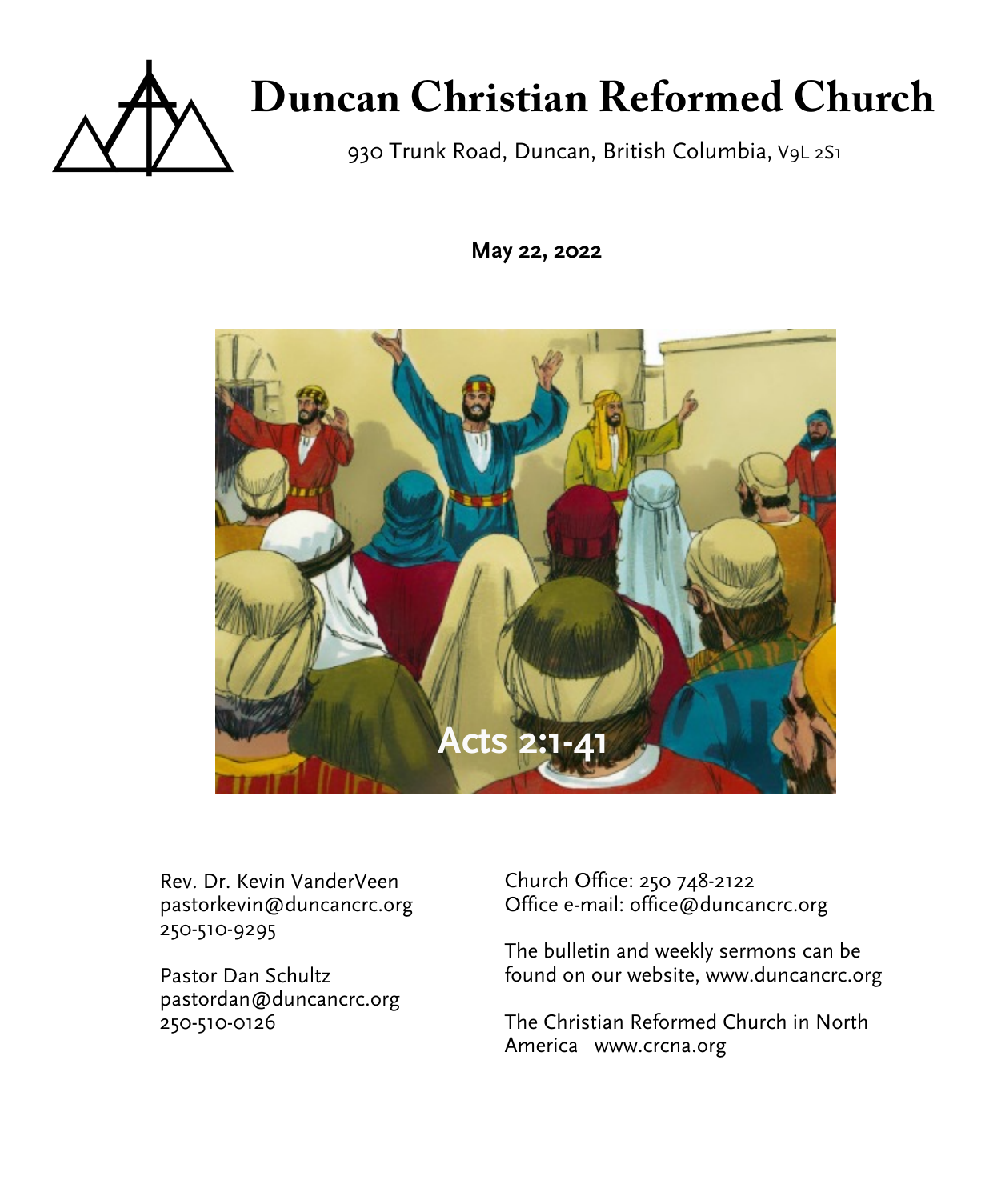# Duncan Christian Reformed Church

930 Trunk Road, Duncan, British Columbia, V9L 2S1

**May 22, 2022**

**Acts 2:1-41**

Rev. Dr. Kevin VanderVeen
pastorkevin@duncancrc.org
250-510-9295

Pastor Dan Schultz
pastordan@duncancrc.org
250-510-0126

Church Office: 250 748-2122
Office e-mail: office@duncancrc.org

The bulletin and weekly sermons can be found on our website, www.duncancrc.org

The Christian Reformed Church in North America www.crcna.org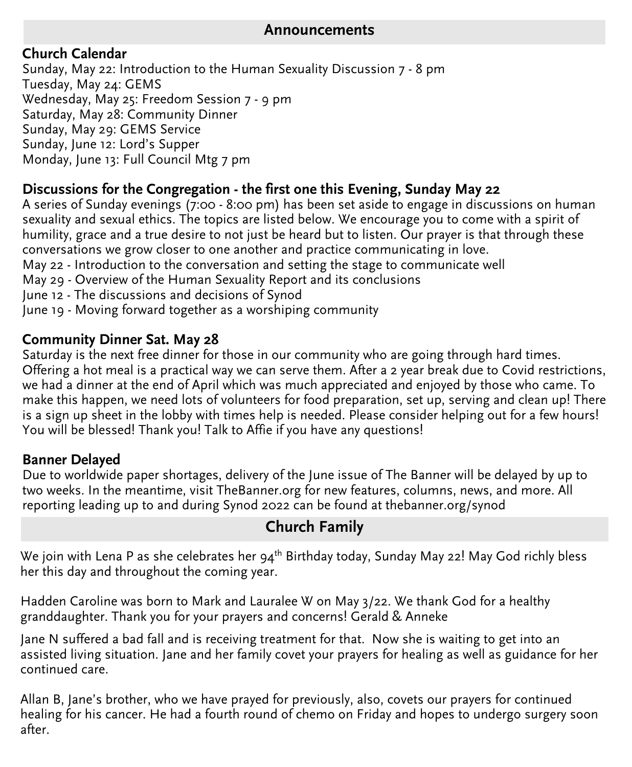## Announcements

### Church Calendar

Sunday, May 22: Introduction to the Human Sexuality Discussion 7 - 8 pm
Tuesday, May 24: GEMS
Wednesday, May 25: Freedom Session 7 - 9 pm
Saturday, May 28: Community Dinner
Sunday, May 29: GEMS Service
Sunday, June 12: Lord's Supper
Monday, June 13: Full Council Mtg 7 pm

### Discussions for the Congregation - the first one this Evening, Sunday May 22

A series of Sunday evenings (7:00 - 8:00 pm) has been set aside to engage in discussions on human sexuality and sexual ethics. The topics are listed below. We encourage you to come with a spirit of humility, grace and a true desire to not just be heard but to listen. Our prayer is that through these conversations we grow closer to one another and practice communicating in love.
May 22 - Introduction to the conversation and setting the stage to communicate well
May 29 - Overview of the Human Sexuality Report and its conclusions
June 12 - The discussions and decisions of Synod
June 19 - Moving forward together as a worshiping community

### Community Dinner Sat. May 28

Saturday is the next free dinner for those in our community who are going through hard times. Offering a hot meal is a practical way we can serve them. After a 2 year break due to Covid restrictions, we had a dinner at the end of April which was much appreciated and enjoyed by those who came. To make this happen, we need lots of volunteers for food preparation, set up, serving and clean up! There is a sign up sheet in the lobby with times help is needed. Please consider helping out for a few hours! You will be blessed! Thank you! Talk to Affie if you have any questions!

### Banner Delayed

Due to worldwide paper shortages, delivery of the June issue of The Banner will be delayed by up to two weeks. In the meantime, visit TheBanner.org for new features, columns, news, and more. All reporting leading up to and during Synod 2022 can be found at thebanner.org/synod

## Church Family

We join with Lena P as she celebrates her 94th Birthday today, Sunday May 22! May God richly bless her this day and throughout the coming year.

Hadden Caroline was born to Mark and Lauralee W on May 3/22. We thank God for a healthy granddaughter. Thank you for your prayers and concerns! Gerald & Anneke

Jane N suffered a bad fall and is receiving treatment for that. Now she is waiting to get into an assisted living situation. Jane and her family covet your prayers for healing as well as guidance for her continued care.

Allan B, Jane's brother, who we have prayed for previously, also, covets our prayers for continued healing for his cancer. He had a fourth round of chemo on Friday and hopes to undergo surgery soon after.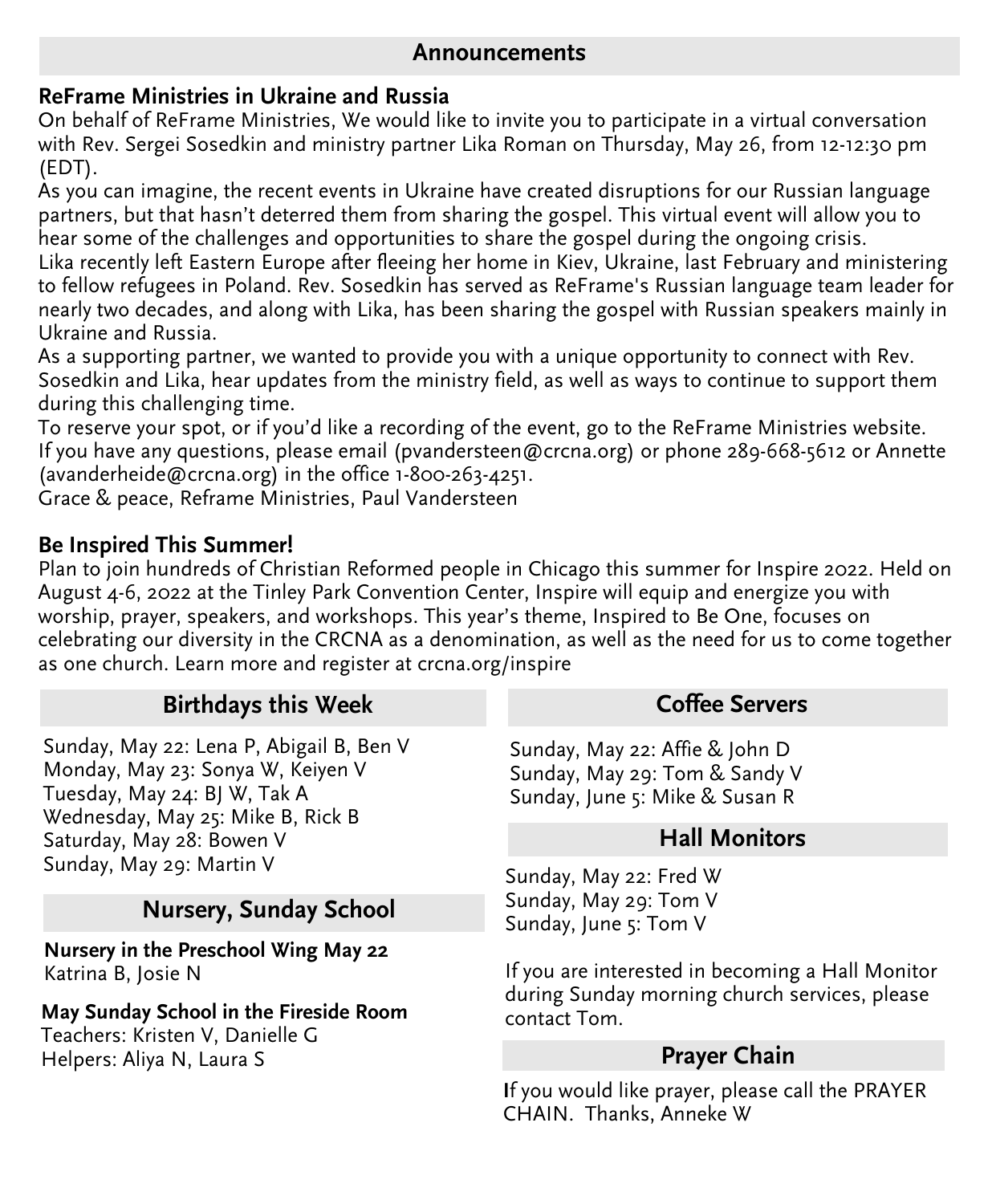## Announcements

### ReFrame Ministries in Ukraine and Russia

On behalf of ReFrame Ministries, We would like to invite you to participate in a virtual conversation with Rev. Sergei Sosedkin and ministry partner Lika Roman on Thursday, May 26, from 12-12:30 pm (EDT).

As you can imagine, the recent events in Ukraine have created disruptions for our Russian language partners, but that hasn't deterred them from sharing the gospel. This virtual event will allow you to hear some of the challenges and opportunities to share the gospel during the ongoing crisis.

Lika recently left Eastern Europe after fleeing her home in Kiev, Ukraine, last February and ministering to fellow refugees in Poland. Rev. Sosedkin has served as ReFrame's Russian language team leader for nearly two decades, and along with Lika, has been sharing the gospel with Russian speakers mainly in Ukraine and Russia.

As a supporting partner, we wanted to provide you with a unique opportunity to connect with Rev. Sosedkin and Lika, hear updates from the ministry field, as well as ways to continue to support them during this challenging time.

To reserve your spot, or if you'd like a recording of the event, go to the ReFrame Ministries website. If you have any questions, please email (pvandersteen@crcna.org) or phone 289-668-5612 or Annette (avanderheide@crcna.org) in the office 1-800-263-4251.

Grace & peace, Reframe Ministries, Paul Vandersteen

### Be Inspired This Summer!

Plan to join hundreds of Christian Reformed people in Chicago this summer for Inspire 2022. Held on August 4-6, 2022 at the Tinley Park Convention Center, Inspire will equip and energize you with worship, prayer, speakers, and workshops. This year's theme, Inspired to Be One, focuses on celebrating our diversity in the CRCNA as a denomination, as well as the need for us to come together as one church. Learn more and register at crcna.org/inspire

## Birthdays this Week

Sunday, May 22: Lena P, Abigail B, Ben V
Monday, May 23: Sonya W, Keiyen V
Tuesday, May 24: BJ W, Tak A
Wednesday, May 25: Mike B, Rick B
Saturday, May 28: Bowen V
Sunday, May 29: Martin V

## Nursery, Sunday School

**Nursery in the Preschool Wing May 22**
Katrina B, Josie N

**May Sunday School in the Fireside Room**
Teachers: Kristen V, Danielle G
Helpers: Aliya N, Laura S

## Coffee Servers

Sunday, May 22: Affie & John D
Sunday, May 29: Tom & Sandy V
Sunday, June 5: Mike & Susan R

## Hall Monitors

Sunday, May 22: Fred W
Sunday, May 29: Tom V
Sunday, June 5: Tom V

If you are interested in becoming a Hall Monitor during Sunday morning church services, please contact Tom.

## Prayer Chain

If you would like prayer, please call the PRAYER CHAIN. Thanks, Anneke W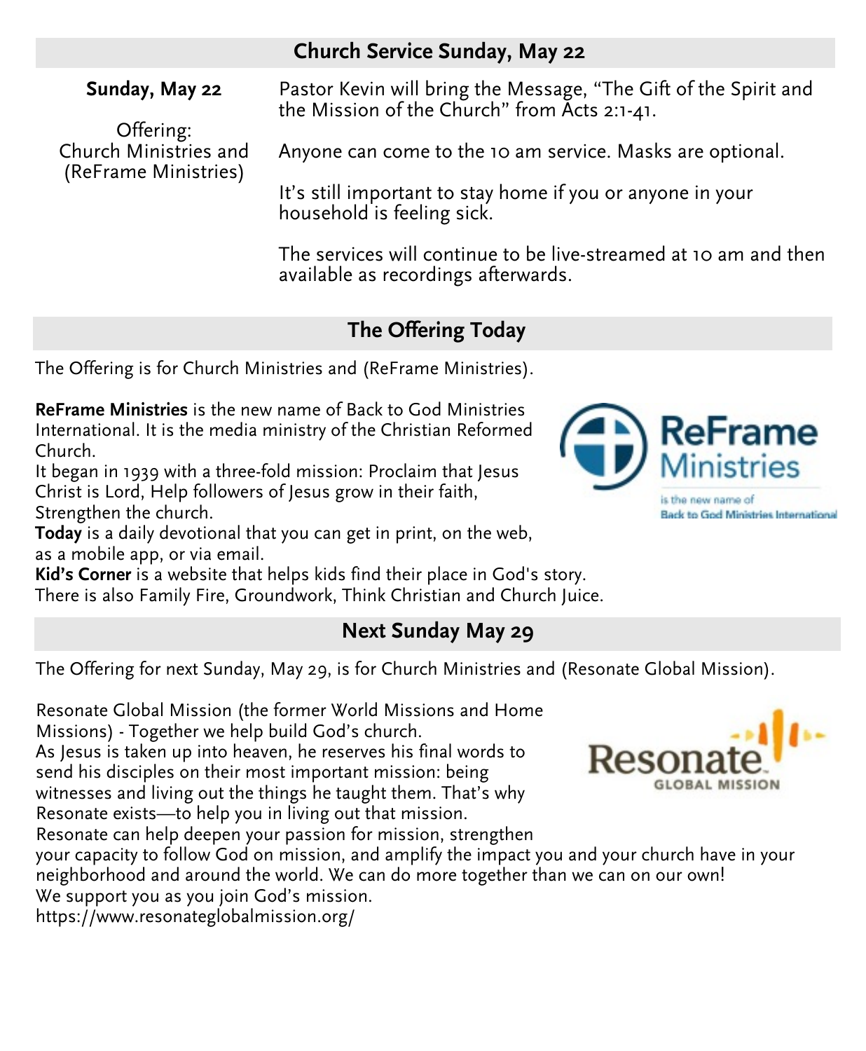## Church Service Sunday, May 22

**Sunday, May 22**

Offering:
Church Ministries and (ReFrame Ministries)

Pastor Kevin will bring the Message, "The Gift of the Spirit and the Mission of the Church" from Acts 2:1-41.

Anyone can come to the 10 am service. Masks are optional.

It's still important to stay home if you or anyone in your household is feeling sick.

The services will continue to be live-streamed at 10 am and then available as recordings afterwards.

## The Offering Today

The Offering is for Church Ministries and (ReFrame Ministries).

**ReFrame Ministries** is the new name of Back to God Ministries International. It is the media ministry of the Christian Reformed Church.
It began in 1939 with a three-fold mission: Proclaim that Jesus Christ is Lord, Help followers of Jesus grow in their faith, Strengthen the church.
**Today** is a daily devotional that you can get in print, on the web, as a mobile app, or via email.
**Kid's Corner** is a website that helps kids find their place in God's story.
There is also Family Fire, Groundwork, Think Christian and Church Juice.

ReFrame Ministries
is the new name of Back to God Ministries International

## Next Sunday May 29

The Offering for next Sunday, May 29, is for Church Ministries and (Resonate Global Mission).

Resonate Global Mission (the former World Missions and Home Missions) - Together we help build God's church.
As Jesus is taken up into heaven, he reserves his final words to send his disciples on their most important mission: being witnesses and living out the things he taught them. That's why Resonate exists—to help you in living out that mission.
Resonate can help deepen your passion for mission, strengthen your capacity to follow God on mission, and amplify the impact you and your church have in your neighborhood and around the world. We can do more together than we can on our own!
We support you as you join God's mission.
https://www.resonateglobalmission.org/

Resonate GLOBAL MISSION